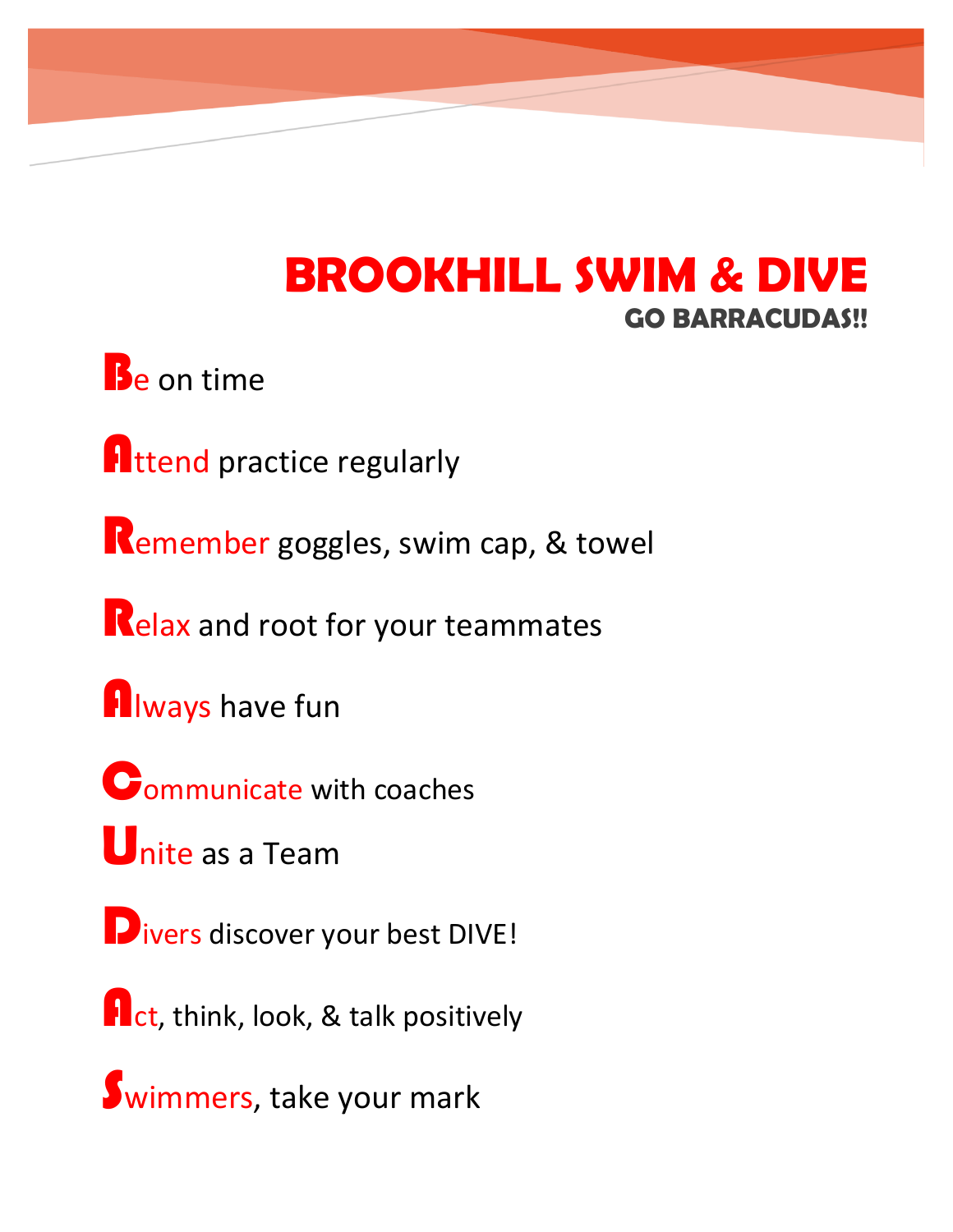# BROOKHILL SWIM & DIVE

## GO BARRACUDAS!!

**B**e on time

**A**ttend practice regularly

**R**emember goggles, swim cap, & towel

**R**elax and root for your teammates

**A**lways have fun

**C**ommunicate with coaches

**U**nite as a Team

**D**ivers discover your best DIVE!

**A**ct, think, look, & talk positively

**S**wimmers, take your mark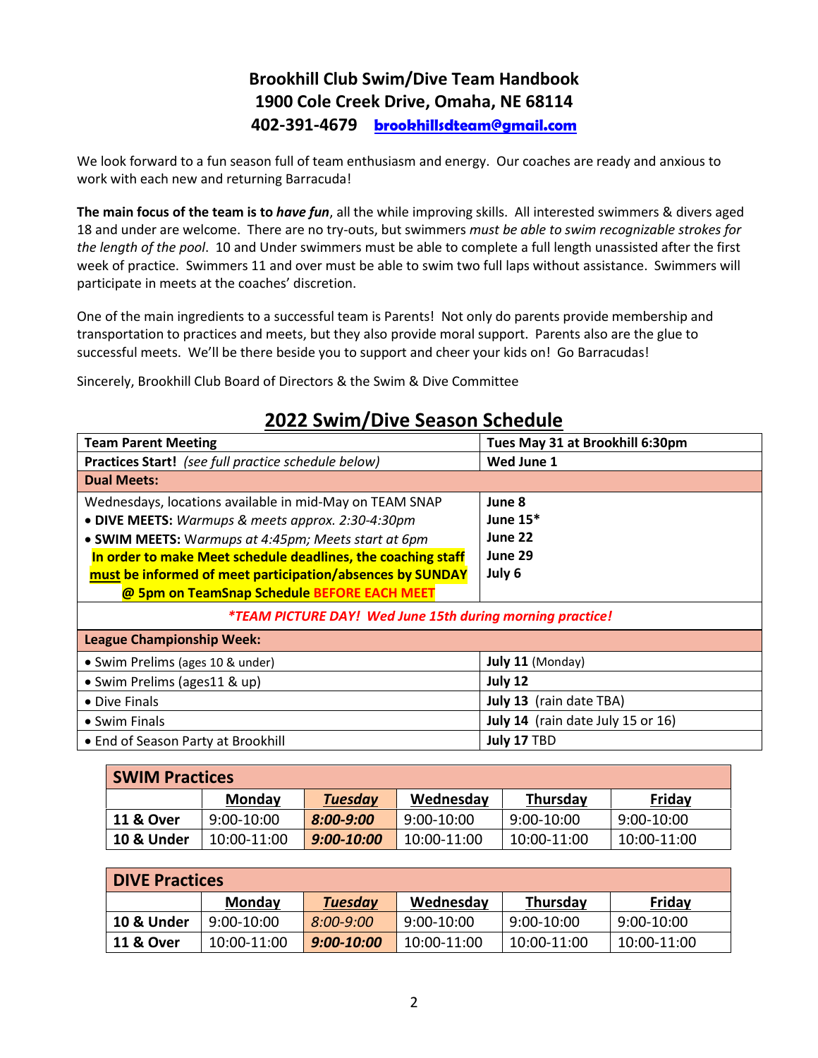# Brookhill Club Swim/Dive Team Handbook

**1900 Cole Creek Drive, Omaha, NE 68114**

**402-391-4679 [brookhillsdteam@gmail.com](mailto:brookhillsdteam@gmail.com)**

We look forward to a fun season full of team enthusiasm and energy. Our coaches are ready and anxious to work with each new and returning Barracuda!

**The main focus of the team is to *have fun***, all the while improving skills. All interested swimmers & divers aged 18 and under are welcome. There are no try-outs, but swimmers *must be able to swim recognizable strokes for the length of the pool*. 10 and Under swimmers must be able to complete a full length unassisted after the first week of practice. Swimmers 11 and over must be able to swim two full laps without assistance. Swimmers will participate in meets at the coaches' discretion.

One of the main ingredients to a successful team is Parents! Not only do parents provide membership and transportation to practices and meets, but they also provide moral support. Parents also are the glue to successful meets. We'll be there beside you to support and cheer your kids on! Go Barracudas!

Sincerely, Brookhill Club Board of Directors & the Swim & Dive Committee

## 2022 Swim/Dive Season Schedule

| | |
|---|---|
| **Team Parent Meeting** | **Tues May 31 at Brookhill 6:30pm** |
| **Practices Start!** *(see full practice schedule below)* | **Wed June 1** |
| **Dual Meets:** | |
| Wednesdays, locations available in mid-May on TEAM SNAP<br>• **DIVE MEETS:** *Warmups & meets approx. 2:30-4:30pm*<br>• **SWIM MEETS:** *Warmups at 4:45pm; Meets start at 6pm*<br>**In order to make Meet schedule deadlines, the coaching staff must be informed of meet participation/absences by SUNDAY @ 5pm on TeamSnap Schedule BEFORE EACH MEET** | **June 8**<br>**June 15***<br>**June 22**<br>**June 29**<br>**July 6** |
| ***TEAM PICTURE DAY! Wed June 15th during morning practice!** | |
| **League Championship Week:** | |
| • Swim Prelims (ages 10 & under) | **July 11** (Monday) |
| • Swim Prelims (ages11 & up) | **July 12** |
| • Dive Finals | **July 13** (rain date TBA) |
| • Swim Finals | **July 14** (rain date July 15 or 16) |
| • End of Season Party at Brookhill | **July 17** TBD |

**SWIM Practices**

| | Monday | *Tuesday* | Wednesday | Thursday | Friday |
|---|---|---|---|---|---|
| **11 & Over** | 9:00-10:00 | ***8:00-9:00*** | 9:00-10:00 | 9:00-10:00 | 9:00-10:00 |
| **10 & Under** | 10:00-11:00 | ***9:00-10:00*** | 10:00-11:00 | 10:00-11:00 | 10:00-11:00 |

**DIVE Practices**

| | Monday | *Tuesday* | Wednesday | Thursday | Friday |
|---|---|---|---|---|---|
| **10 & Under** | 9:00-10:00 | *8:00-9:00* | 9:00-10:00 | 9:00-10:00 | 9:00-10:00 |
| **11 & Over** | 10:00-11:00 | ***9:00-10:00*** | 10:00-11:00 | 10:00-11:00 | 10:00-11:00 |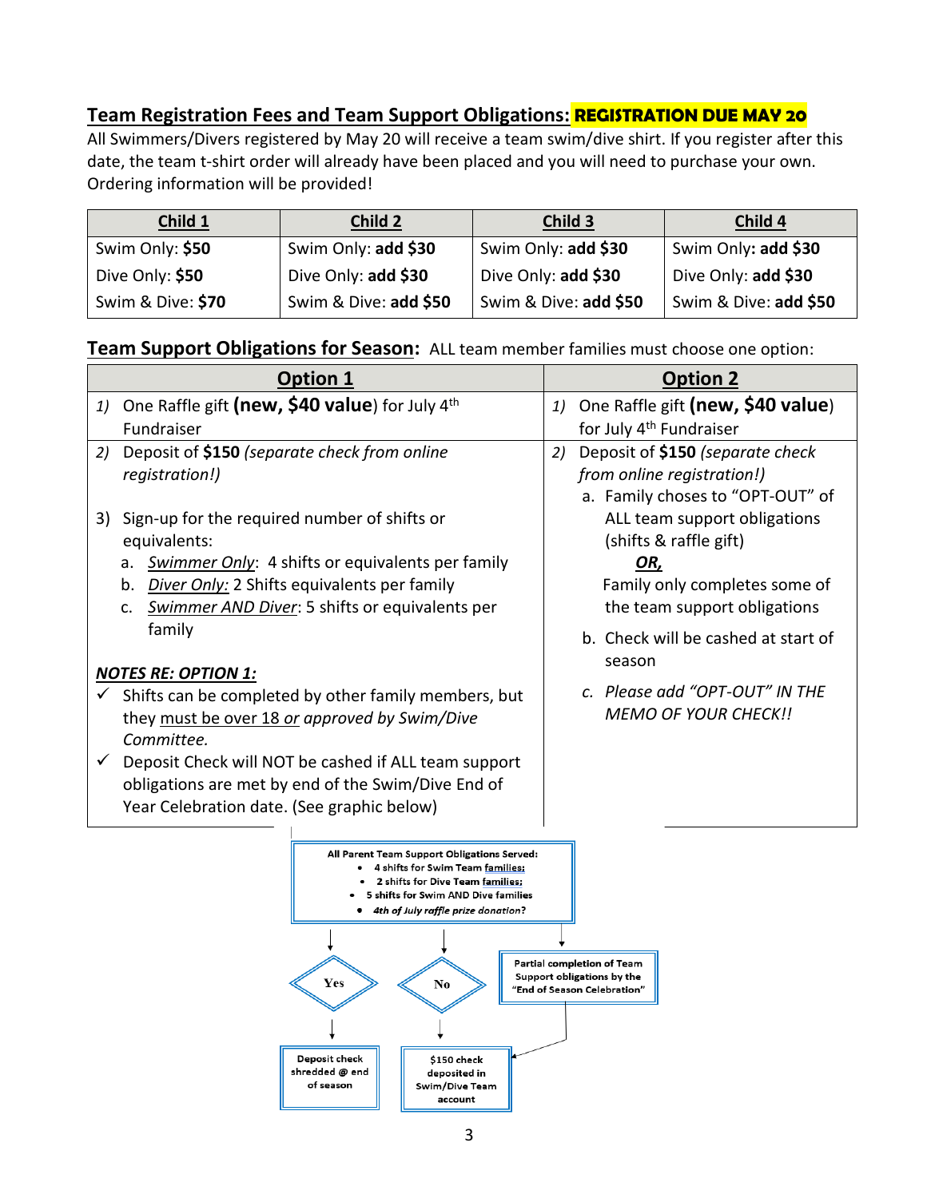## **Team Registration Fees and Team Support Obligations:** **REGISTRATION DUE MAY 20**

All Swimmers/Divers registered by May 20 will receive a team swim/dive shirt. If you register after this date, the team t-shirt order will already have been placed and you will need to purchase your own. Ordering information will be provided!

| Child 1 | Child 2 | Child 3 | Child 4 |
|---|---|---|---|
| Swim Only: **$50** | Swim Only: **add $30** | Swim Only: **add $30** | Swim Only**: add $30** |
| Dive Only: **$50** | Dive Only: **add $30** | Dive Only: **add $30** | Dive Only: **add $30** |
| Swim & Dive: **$70** | Swim & Dive: **add $50** | Swim & Dive: **add $50** | Swim & Dive: **add $50** |

**Team Support Obligations for Season:** ALL team member families must choose one option:

| Option 1 | Option 2 |
|---|---|
| *1)* One Raffle gift **(new, $40 value)** for July 4th Fundraiser | *1)* One Raffle gift **(new, $40 value)** for July 4th Fundraiser |
| *2)* Deposit of **$150** *(separate check from online registration!)*<br><br>3) Sign-up for the required number of shifts or equivalents:<br>a. *Swimmer Only*: 4 shifts or equivalents per family<br>b. *Diver Only:* 2 Shifts equivalents per family<br>c. *Swimmer AND Diver*: 5 shifts or equivalents per family<br><br>***NOTES RE: OPTION 1:***<br>✓ Shifts can be completed by other family members, but they must be over 18 *or* approved by *Swim/Dive Committee.*<br>✓ Deposit Check will NOT be cashed if ALL team support obligations are met by end of the Swim/Dive End of Year Celebration date. (See graphic below) | *2)* Deposit of **$150** *(separate check from online registration!)*<br>a. Family choses to "OPT-OUT" of ALL team support obligations (shifts & raffle gift)<br>***OR,***<br>Family only completes some of the team support obligations<br>b. Check will be cashed at start of season<br>*c. Please add "OPT-OUT" IN THE MEMO OF YOUR CHECK!!* |

**All Parent Team Support Obligations Served:**
- 4 shifts for Swim Team families;
- 2 shifts for Dive Team families;
- 5 shifts for Swim AND Dive families
- *4th of July raffle prize donation*?

- **Yes** → Deposit check shredded @ end of season
- **No** → $150 check deposited in Swim/Dive Team account
- **Partial completion of Team Support obligations by the "End of Season Celebration"** → $150 check deposited in Swim/Dive Team account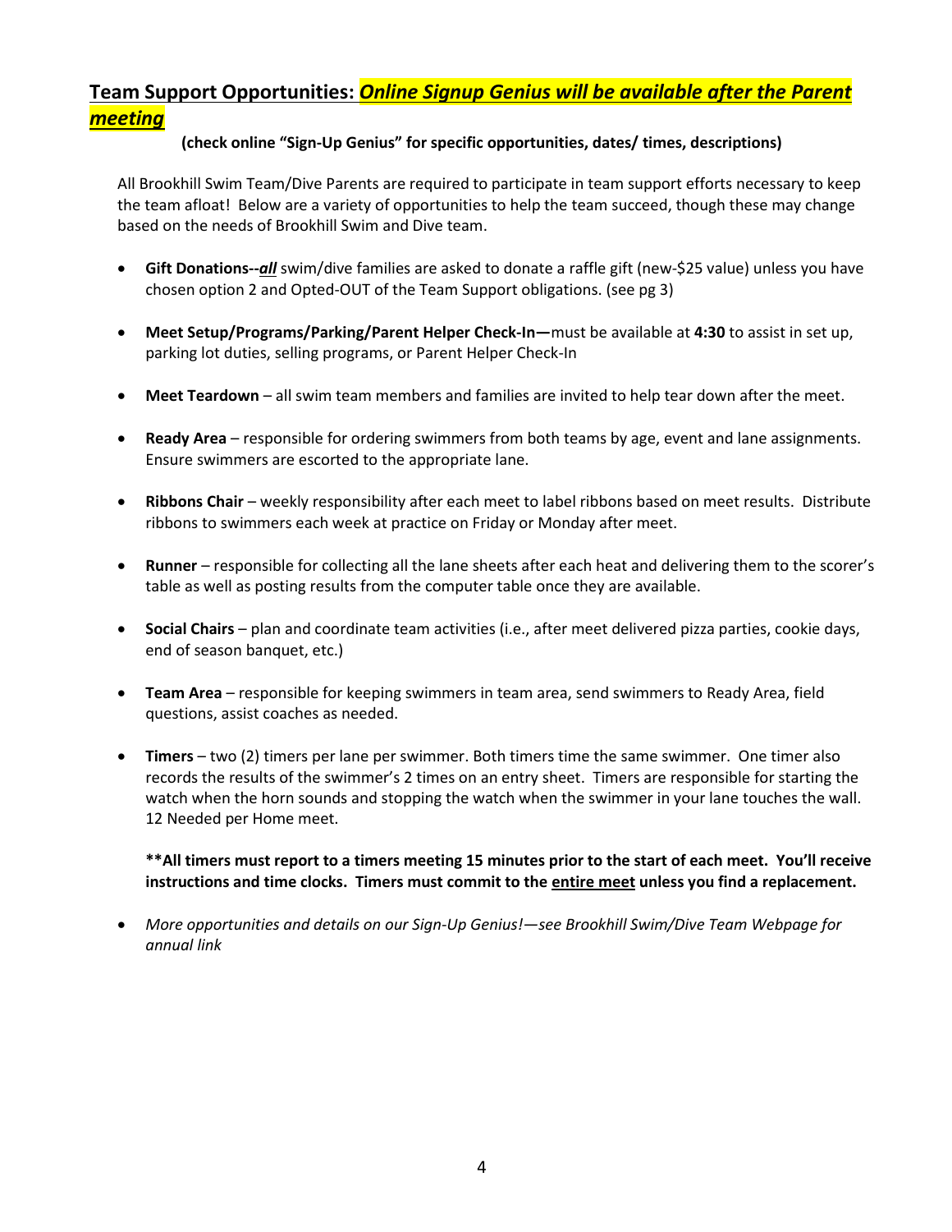## Team Support Opportunities: ***Online Signup Genius will be available after the Parent meeting***

**(check online "Sign-Up Genius" for specific opportunities, dates/ times, descriptions)**

All Brookhill Swim Team/Dive Parents are required to participate in team support efforts necessary to keep the team afloat! Below are a variety of opportunities to help the team succeed, though these may change based on the needs of Brookhill Swim and Dive team.

- **Gift Donations--*all*** swim/dive families are asked to donate a raffle gift (new-$25 value) unless you have chosen option 2 and Opted-OUT of the Team Support obligations. (see pg 3)
- **Meet Setup/Programs/Parking/Parent Helper Check-In—**must be available at **4:30** to assist in set up, parking lot duties, selling programs, or Parent Helper Check-In
- **Meet Teardown** – all swim team members and families are invited to help tear down after the meet.
- **Ready Area** – responsible for ordering swimmers from both teams by age, event and lane assignments. Ensure swimmers are escorted to the appropriate lane.
- **Ribbons Chair** – weekly responsibility after each meet to label ribbons based on meet results. Distribute ribbons to swimmers each week at practice on Friday or Monday after meet.
- **Runner** – responsible for collecting all the lane sheets after each heat and delivering them to the scorer's table as well as posting results from the computer table once they are available.
- **Social Chairs** – plan and coordinate team activities (i.e., after meet delivered pizza parties, cookie days, end of season banquet, etc.)
- **Team Area** – responsible for keeping swimmers in team area, send swimmers to Ready Area, field questions, assist coaches as needed.
- **Timers** – two (2) timers per lane per swimmer. Both timers time the same swimmer. One timer also records the results of the swimmer's 2 times on an entry sheet. Timers are responsible for starting the watch when the horn sounds and stopping the watch when the swimmer in your lane touches the wall. 12 Needed per Home meet.

  **\*\*All timers must report to a timers meeting 15 minutes prior to the start of each meet. You'll receive instructions and time clocks. Timers must commit to the entire meet unless you find a replacement.**

- *More opportunities and details on our Sign-Up Genius!—see Brookhill Swim/Dive Team Webpage for annual link*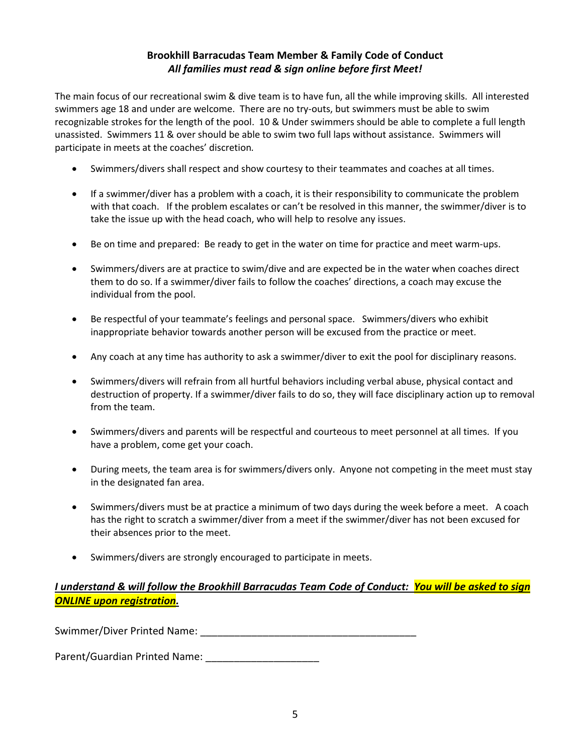**Brookhill Barracudas Team Member & Family Code of Conduct**
***All families must read & sign online before first Meet!***

The main focus of our recreational swim & dive team is to have fun, all the while improving skills. All interested swimmers age 18 and under are welcome. There are no try-outs, but swimmers must be able to swim recognizable strokes for the length of the pool. 10 & Under swimmers should be able to complete a full length unassisted. Swimmers 11 & over should be able to swim two full laps without assistance. Swimmers will participate in meets at the coaches' discretion.

- Swimmers/divers shall respect and show courtesy to their teammates and coaches at all times.
- If a swimmer/diver has a problem with a coach, it is their responsibility to communicate the problem with that coach. If the problem escalates or can't be resolved in this manner, the swimmer/diver is to take the issue up with the head coach, who will help to resolve any issues.
- Be on time and prepared: Be ready to get in the water on time for practice and meet warm-ups.
- Swimmers/divers are at practice to swim/dive and are expected be in the water when coaches direct them to do so. If a swimmer/diver fails to follow the coaches' directions, a coach may excuse the individual from the pool.
- Be respectful of your teammate's feelings and personal space. Swimmers/divers who exhibit inappropriate behavior towards another person will be excused from the practice or meet.
- Any coach at any time has authority to ask a swimmer/diver to exit the pool for disciplinary reasons.
- Swimmers/divers will refrain from all hurtful behaviors including verbal abuse, physical contact and destruction of property. If a swimmer/diver fails to do so, they will face disciplinary action up to removal from the team.
- Swimmers/divers and parents will be respectful and courteous to meet personnel at all times. If you have a problem, come get your coach.
- During meets, the team area is for swimmers/divers only. Anyone not competing in the meet must stay in the designated fan area.
- Swimmers/divers must be at practice a minimum of two days during the week before a meet. A coach has the right to scratch a swimmer/diver from a meet if the swimmer/diver has not been excused for their absences prior to the meet.
- Swimmers/divers are strongly encouraged to participate in meets.

***I understand & will follow the Brookhill Barracudas Team Code of Conduct: You will be asked to sign ONLINE upon registration.***

Swimmer/Diver Printed Name: _______________________________________

Parent/Guardian Printed Name: ____________________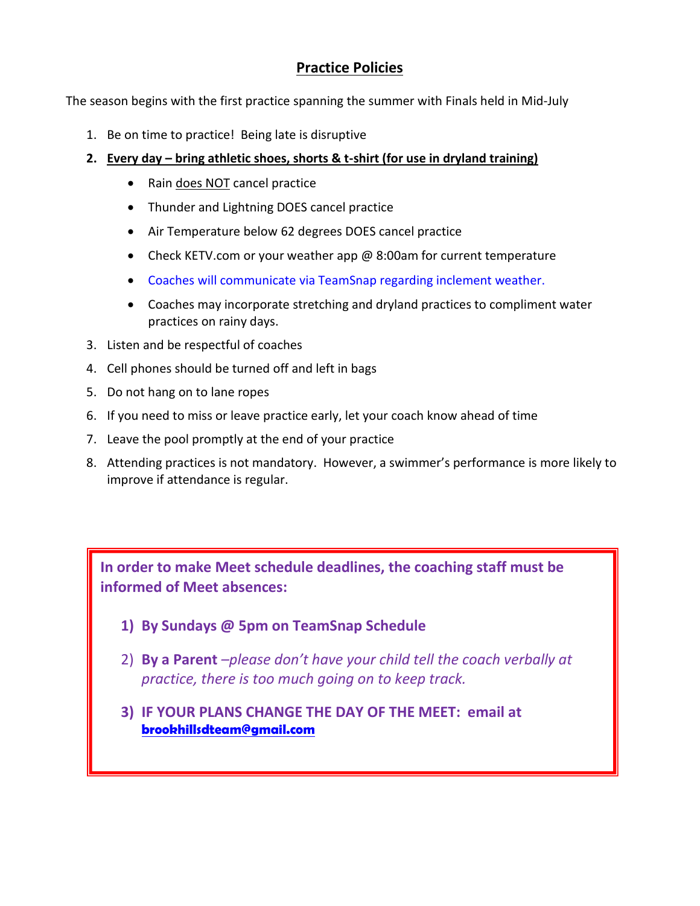## Practice Policies

The season begins with the first practice spanning the summer with Finals held in Mid-July

1. Be on time to practice! Being late is disruptive
2. **Every day – bring athletic shoes, shorts & t-shirt (for use in dryland training)**
   - Rain does NOT cancel practice
   - Thunder and Lightning DOES cancel practice
   - Air Temperature below 62 degrees DOES cancel practice
   - Check KETV.com or your weather app @ 8:00am for current temperature
   - Coaches will communicate via TeamSnap regarding inclement weather.
   - Coaches may incorporate stretching and dryland practices to compliment water practices on rainy days.
3. Listen and be respectful of coaches
4. Cell phones should be turned off and left in bags
5. Do not hang on to lane ropes
6. If you need to miss or leave practice early, let your coach know ahead of time
7. Leave the pool promptly at the end of your practice
8. Attending practices is not mandatory. However, a swimmer's performance is more likely to improve if attendance is regular.

**In order to make Meet schedule deadlines, the coaching staff must be informed of Meet absences:**

1) **By Sundays @ 5pm on TeamSnap Schedule**
2) **By a Parent** *–please don't have your child tell the coach verbally at practice, there is too much going on to keep track.*
3) **IF YOUR PLANS CHANGE THE DAY OF THE MEET: email at brookhillsdteam@gmail.com**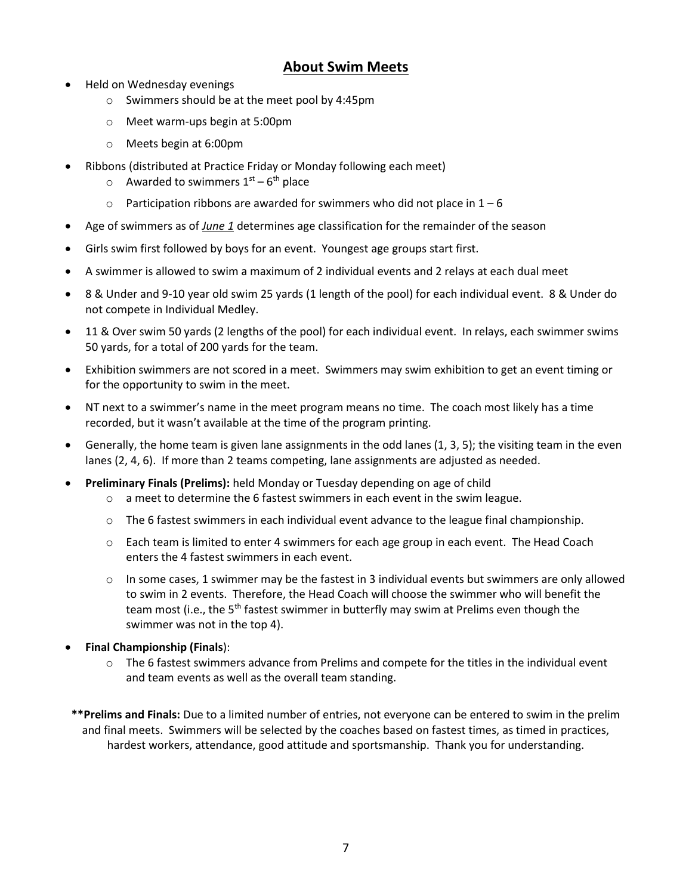## About Swim Meets

- Held on Wednesday evenings
  - Swimmers should be at the meet pool by 4:45pm
  - Meet warm-ups begin at 5:00pm
  - Meets begin at 6:00pm
- Ribbons (distributed at Practice Friday or Monday following each meet)
  - Awarded to swimmers 1st – 6th place
  - Participation ribbons are awarded for swimmers who did not place in 1 – 6
- Age of swimmers as of ***June 1*** determines age classification for the remainder of the season
- Girls swim first followed by boys for an event. Youngest age groups start first.
- A swimmer is allowed to swim a maximum of 2 individual events and 2 relays at each dual meet
- 8 & Under and 9-10 year old swim 25 yards (1 length of the pool) for each individual event. 8 & Under do not compete in Individual Medley.
- 11 & Over swim 50 yards (2 lengths of the pool) for each individual event. In relays, each swimmer swims 50 yards, for a total of 200 yards for the team.
- Exhibition swimmers are not scored in a meet. Swimmers may swim exhibition to get an event timing or for the opportunity to swim in the meet.
- NT next to a swimmer's name in the meet program means no time. The coach most likely has a time recorded, but it wasn't available at the time of the program printing.
- Generally, the home team is given lane assignments in the odd lanes (1, 3, 5); the visiting team in the even lanes (2, 4, 6). If more than 2 teams competing, lane assignments are adjusted as needed.
- **Preliminary Finals (Prelims):** held Monday or Tuesday depending on age of child
  - a meet to determine the 6 fastest swimmers in each event in the swim league.
  - The 6 fastest swimmers in each individual event advance to the league final championship.
  - Each team is limited to enter 4 swimmers for each age group in each event. The Head Coach enters the 4 fastest swimmers in each event.
  - In some cases, 1 swimmer may be the fastest in 3 individual events but swimmers are only allowed to swim in 2 events. Therefore, the Head Coach will choose the swimmer who will benefit the team most (i.e., the 5th fastest swimmer in butterfly may swim at Prelims even though the swimmer was not in the top 4).
- **Final Championship (Finals)**:
  - The 6 fastest swimmers advance from Prelims and compete for the titles in the individual event and team events as well as the overall team standing.

**\*\*Prelims and Finals:** Due to a limited number of entries, not everyone can be entered to swim in the prelim and final meets. Swimmers will be selected by the coaches based on fastest times, as timed in practices, hardest workers, attendance, good attitude and sportsmanship. Thank you for understanding.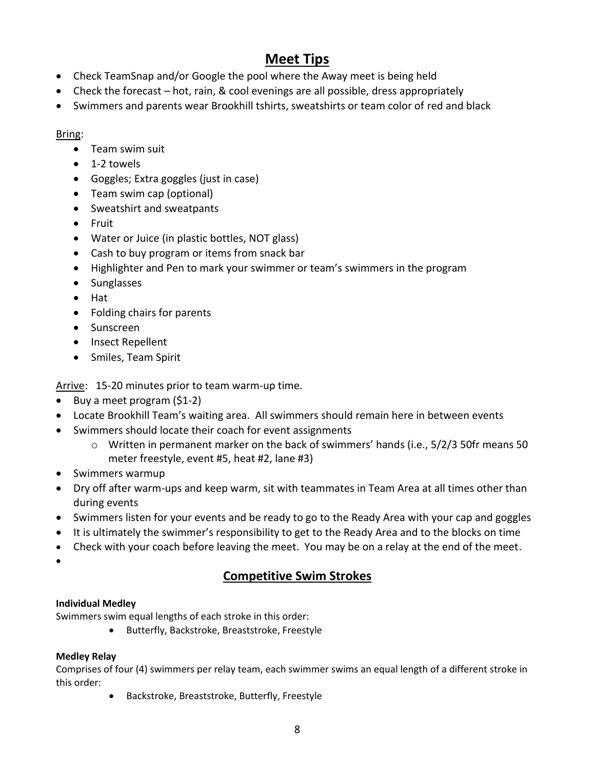## Meet Tips

- Check TeamSnap and/or Google the pool where the Away meet is being held
- Check the forecast – hot, rain, & cool evenings are all possible, dress appropriately
- Swimmers and parents wear Brookhill tshirts, sweatshirts or team color of red and black

Bring:

- Team swim suit
- 1-2 towels
- Goggles; Extra goggles (just in case)
- Team swim cap (optional)
- Sweatshirt and sweatpants
- Fruit
- Water or Juice (in plastic bottles, NOT glass)
- Cash to buy program or items from snack bar
- Highlighter and Pen to mark your swimmer or team's swimmers in the program
- Sunglasses
- Hat
- Folding chairs for parents
- Sunscreen
- Insect Repellent
- Smiles, Team Spirit

Arrive: 15-20 minutes prior to team warm-up time.

- Buy a meet program ($1-2)
- Locate Brookhill Team's waiting area. All swimmers should remain here in between events
- Swimmers should locate their coach for event assignments
  - Written in permanent marker on the back of swimmers' hands (i.e., 5/2/3 50fr means 50 meter freestyle, event #5, heat #2, lane #3)
- Swimmers warmup
- Dry off after warm-ups and keep warm, sit with teammates in Team Area at all times other than during events
- Swimmers listen for your events and be ready to go to the Ready Area with your cap and goggles
- It is ultimately the swimmer's responsibility to get to the Ready Area and to the blocks on time
- Check with your coach before leaving the meet. You may be on a relay at the end of the meet.

## Competitive Swim Strokes

**Individual Medley**

Swimmers swim equal lengths of each stroke in this order:

- Butterfly, Backstroke, Breaststroke, Freestyle

**Medley Relay**

Comprises of four (4) swimmers per relay team, each swimmer swims an equal length of a different stroke in this order:

- Backstroke, Breaststroke, Butterfly, Freestyle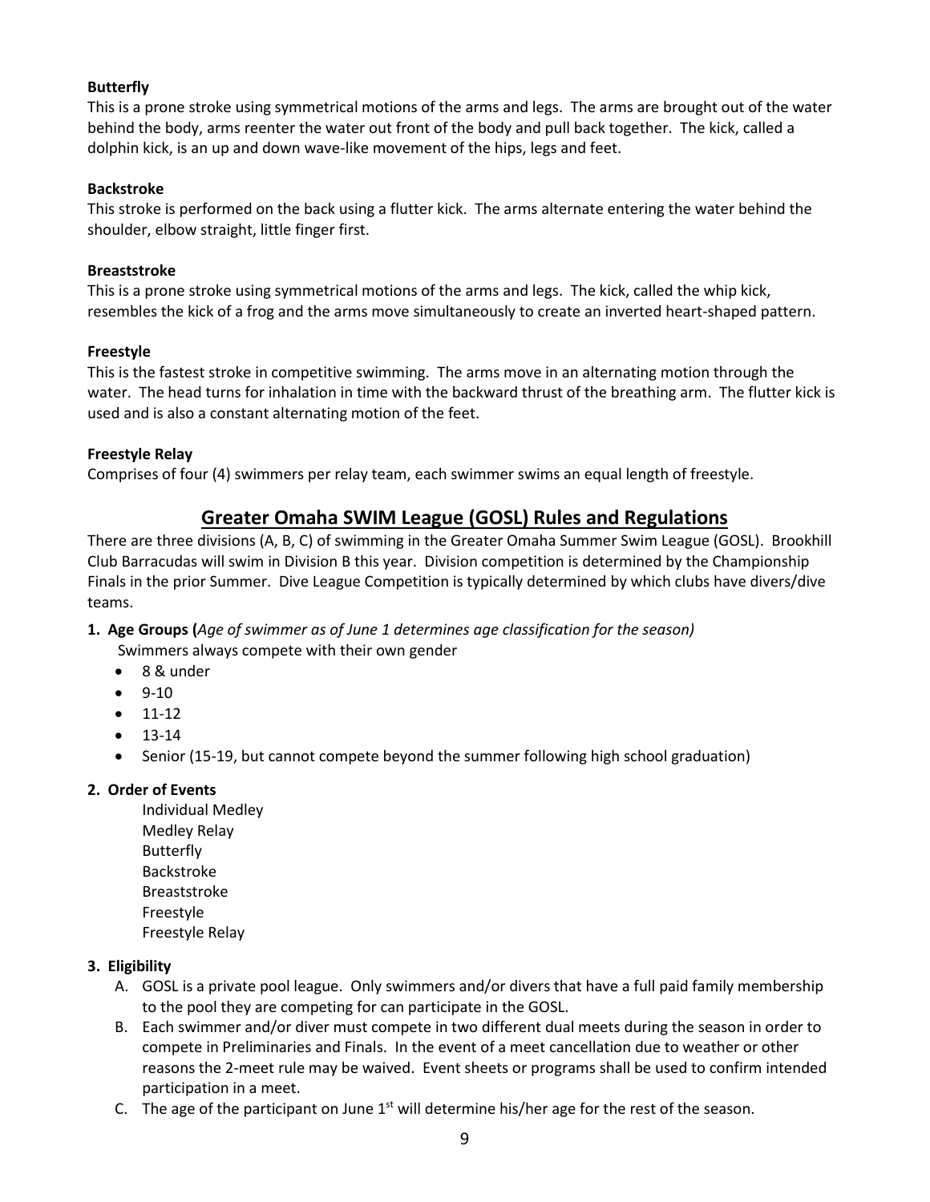**Butterfly**
This is a prone stroke using symmetrical motions of the arms and legs. The arms are brought out of the water behind the body, arms reenter the water out front of the body and pull back together. The kick, called a dolphin kick, is an up and down wave-like movement of the hips, legs and feet.

**Backstroke**
This stroke is performed on the back using a flutter kick. The arms alternate entering the water behind the shoulder, elbow straight, little finger first.

**Breaststroke**
This is a prone stroke using symmetrical motions of the arms and legs. The kick, called the whip kick, resembles the kick of a frog and the arms move simultaneously to create an inverted heart-shaped pattern.

**Freestyle**
This is the fastest stroke in competitive swimming. The arms move in an alternating motion through the water. The head turns for inhalation in time with the backward thrust of the breathing arm. The flutter kick is used and is also a constant alternating motion of the feet.

**Freestyle Relay**
Comprises of four (4) swimmers per relay team, each swimmer swims an equal length of freestyle.

## Greater Omaha SWIM League (GOSL) Rules and Regulations

There are three divisions (A, B, C) of swimming in the Greater Omaha Summer Swim League (GOSL). Brookhill Club Barracudas will swim in Division B this year. Division competition is determined by the Championship Finals in the prior Summer. Dive League Competition is typically determined by which clubs have divers/dive teams.

**1. Age Groups (***Age of swimmer as of June 1 determines age classification for the season)*

Swimmers always compete with their own gender

- 8 & under
- 9-10
- 11-12
- 13-14
- Senior (15-19, but cannot compete beyond the summer following high school graduation)

**2. Order of Events**

Individual Medley
Medley Relay
Butterfly
Backstroke
Breaststroke
Freestyle
Freestyle Relay

**3. Eligibility**

A. GOSL is a private pool league. Only swimmers and/or divers that have a full paid family membership to the pool they are competing for can participate in the GOSL.

B. Each swimmer and/or diver must compete in two different dual meets during the season in order to compete in Preliminaries and Finals. In the event of a meet cancellation due to weather or other reasons the 2-meet rule may be waived. Event sheets or programs shall be used to confirm intended participation in a meet.

C. The age of the participant on June 1st will determine his/her age for the rest of the season.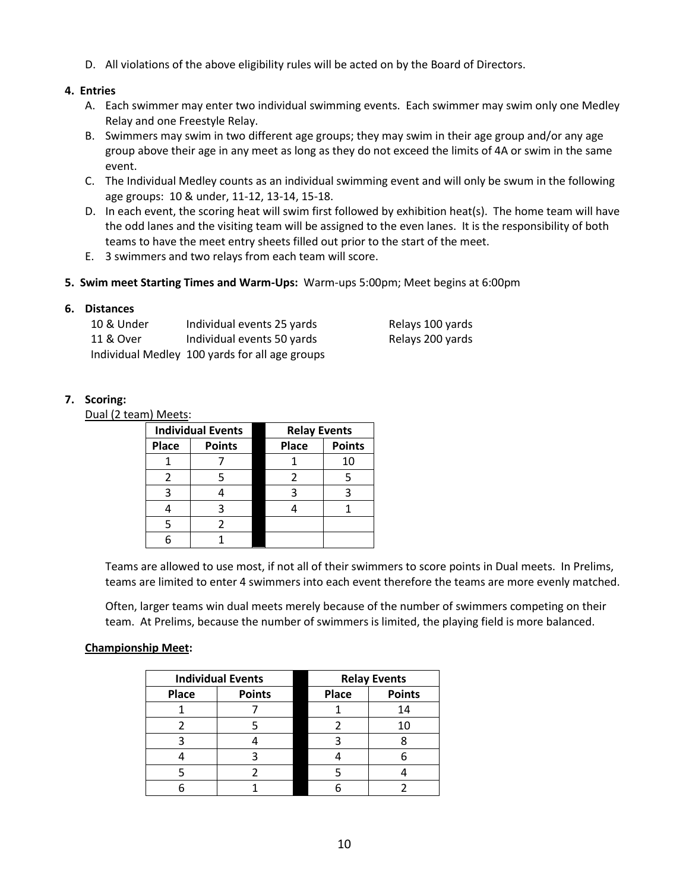D. All violations of the above eligibility rules will be acted on by the Board of Directors.

**4. Entries**

A. Each swimmer may enter two individual swimming events. Each swimmer may swim only one Medley Relay and one Freestyle Relay.
B. Swimmers may swim in two different age groups; they may swim in their age group and/or any age group above their age in any meet as long as they do not exceed the limits of 4A or swim in the same event.
C. The Individual Medley counts as an individual swimming event and will only be swum in the following age groups: 10 & under, 11-12, 13-14, 15-18.
D. In each event, the scoring heat will swim first followed by exhibition heat(s). The home team will have the odd lanes and the visiting team will be assigned to the even lanes. It is the responsibility of both teams to have the meet entry sheets filled out prior to the start of the meet.
E. 3 swimmers and two relays from each team will score.

**5. Swim meet Starting Times and Warm-Ups:** Warm-ups 5:00pm; Meet begins at 6:00pm

**6. Distances**

| | | |
|---|---|---|
| 10 & Under | Individual events 25 yards | Relays 100 yards |
| 11 & Over | Individual events 50 yards | Relays 200 yards |
| Individual Medley | 100 yards for all age groups | |

**7. Scoring:**

Dual (2 team) Meets:

| Individual Events | | Relay Events | |
|---|---|---|---|
| Place | Points | Place | Points |
| 1 | 7 | 1 | 10 |
| 2 | 5 | 2 | 5 |
| 3 | 4 | 3 | 3 |
| 4 | 3 | 4 | 1 |
| 5 | 2 | | |
| 6 | 1 | | |

Teams are allowed to use most, if not all of their swimmers to score points in Dual meets. In Prelims, teams are limited to enter 4 swimmers into each event therefore the teams are more evenly matched.

Often, larger teams win dual meets merely because of the number of swimmers competing on their team. At Prelims, because the number of swimmers is limited, the playing field is more balanced.

**Championship Meet:**

| Individual Events | | Relay Events | |
|---|---|---|---|
| Place | Points | Place | Points |
| 1 | 7 | 1 | 14 |
| 2 | 5 | 2 | 10 |
| 3 | 4 | 3 | 8 |
| 4 | 3 | 4 | 6 |
| 5 | 2 | 5 | 4 |
| 6 | 1 | 6 | 2 |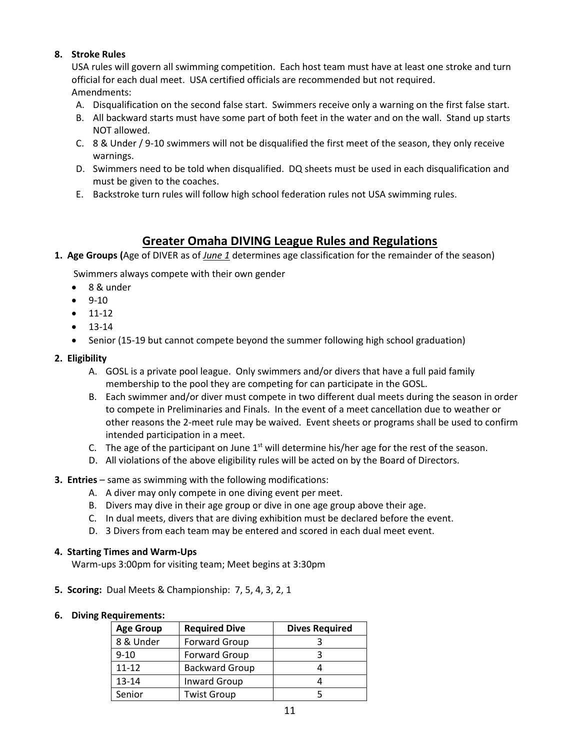**8. Stroke Rules**

USA rules will govern all swimming competition. Each host team must have at least one stroke and turn official for each dual meet. USA certified officials are recommended but not required.

Amendments:

A. Disqualification on the second false start. Swimmers receive only a warning on the first false start.
B. All backward starts must have some part of both feet in the water and on the wall. Stand up starts NOT allowed.
C. 8 & Under / 9-10 swimmers will not be disqualified the first meet of the season, they only receive warnings.
D. Swimmers need to be told when disqualified. DQ sheets must be used in each disqualification and must be given to the coaches.
E. Backstroke turn rules will follow high school federation rules not USA swimming rules.

## Greater Omaha DIVING League Rules and Regulations

**1. Age Groups (**Age of DIVER as of ***June 1*** determines age classification for the remainder of the season)

Swimmers always compete with their own gender

- 8 & under
- 9-10
- 11-12
- 13-14
- Senior (15-19 but cannot compete beyond the summer following high school graduation)

**2. Eligibility**

A. GOSL is a private pool league. Only swimmers and/or divers that have a full paid family membership to the pool they are competing for can participate in the GOSL.
B. Each swimmer and/or diver must compete in two different dual meets during the season in order to compete in Preliminaries and Finals. In the event of a meet cancellation due to weather or other reasons the 2-meet rule may be waived. Event sheets or programs shall be used to confirm intended participation in a meet.
C. The age of the participant on June 1st will determine his/her age for the rest of the season.
D. All violations of the above eligibility rules will be acted on by the Board of Directors.

**3. Entries** – same as swimming with the following modifications:

A. A diver may only compete in one diving event per meet.
B. Divers may dive in their age group or dive in one age group above their age.
C. In dual meets, divers that are diving exhibition must be declared before the event.
D. 3 Divers from each team may be entered and scored in each dual meet event.

**4. Starting Times and Warm-Ups**

Warm-ups 3:00pm for visiting team; Meet begins at 3:30pm

**5. Scoring:** Dual Meets & Championship: 7, 5, 4, 3, 2, 1

**6. Diving Requirements:**

| Age Group | Required Dive | Dives Required |
|---|---|---|
| 8 & Under | Forward Group | 3 |
| 9-10 | Forward Group | 3 |
| 11-12 | Backward Group | 4 |
| 13-14 | Inward Group | 4 |
| Senior | Twist Group | 5 |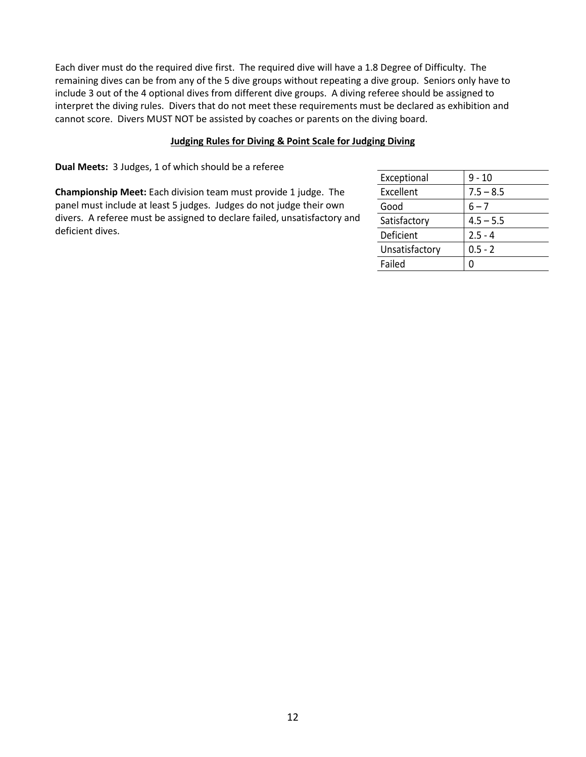Each diver must do the required dive first. The required dive will have a 1.8 Degree of Difficulty. The remaining dives can be from any of the 5 dive groups without repeating a dive group. Seniors only have to include 3 out of the 4 optional dives from different dive groups. A diving referee should be assigned to interpret the diving rules. Divers that do not meet these requirements must be declared as exhibition and cannot score. Divers MUST NOT be assisted by coaches or parents on the diving board.

## Judging Rules for Diving & Point Scale for Judging Diving

**Dual Meets:** 3 Judges, 1 of which should be a referee

**Championship Meet:** Each division team must provide 1 judge. The panel must include at least 5 judges. Judges do not judge their own divers. A referee must be assigned to declare failed, unsatisfactory and deficient dives.

| | |
|---|---|
| Exceptional | 9 - 10 |
| Excellent | 7.5 – 8.5 |
| Good | 6 – 7 |
| Satisfactory | 4.5 – 5.5 |
| Deficient | 2.5 - 4 |
| Unsatisfactory | 0.5 - 2 |
| Failed | 0 |